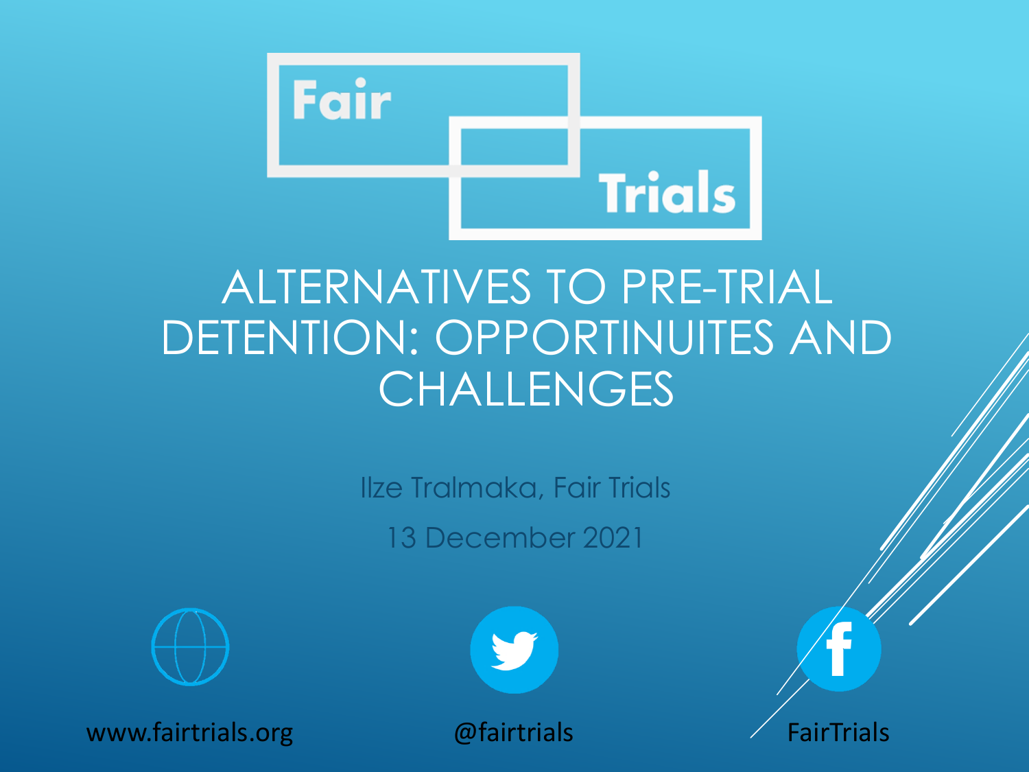Fair Trials

# ALTERNATIVES TO PRE-TRIAL DETENTION: OPPORTINUITES AND CHALLENGES

Ilze Tralmaka, Fair Trials

13 December 2021

www.fairtrials.org

@fairtrials

FairTrials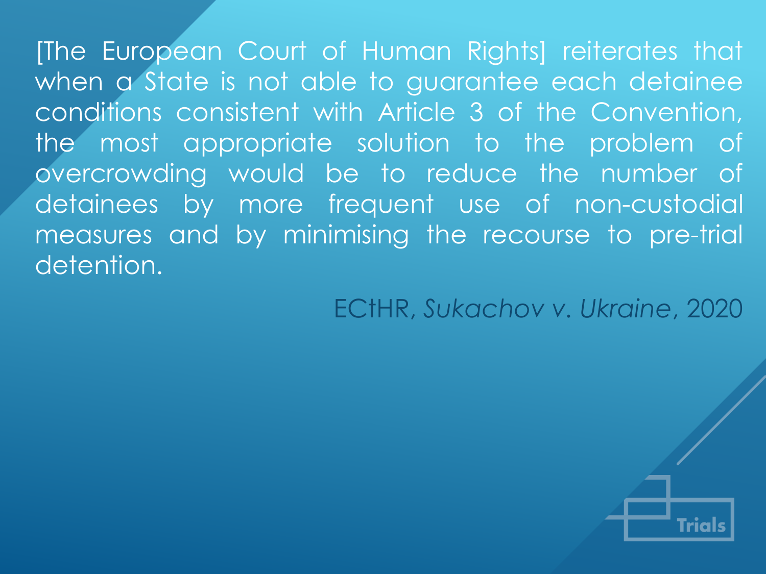[The European Court of Human Rights] reiterates that when a State is not able to guarantee each detainee conditions consistent with Article 3 of the Convention, the most appropriate solution to the problem of overcrowding would be to reduce the number of detainees by more frequent use of non-custodial measures and by minimising the recourse to pre-trial detention.

ECtHR, *Sukachov v. Ukraine*, 2020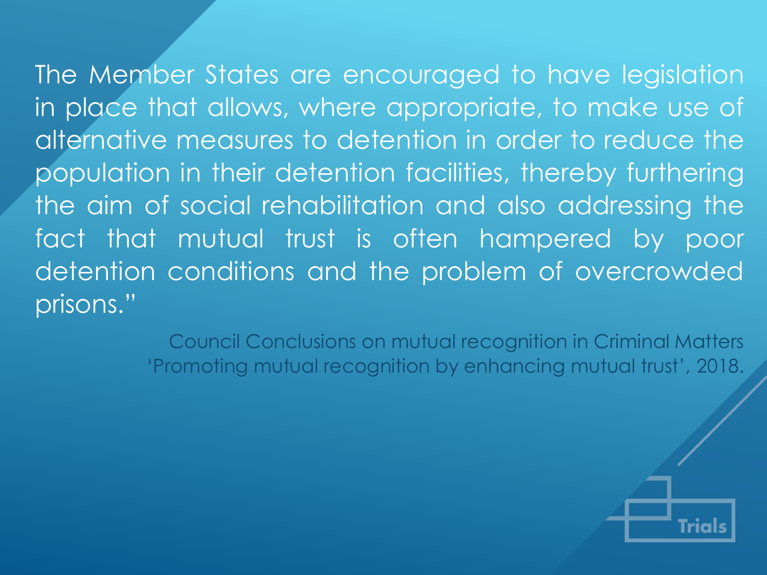The Member States are encouraged to have legislation in place that allows, where appropriate, to make use of alternative measures to detention in order to reduce the population in their detention facilities, thereby furthering the aim of social rehabilitation and also addressing the fact that mutual trust is often hampered by poor detention conditions and the problem of overcrowded prisons."

Council Conclusions on mutual recognition in Criminal Matters 'Promoting mutual recognition by enhancing mutual trust', 2018.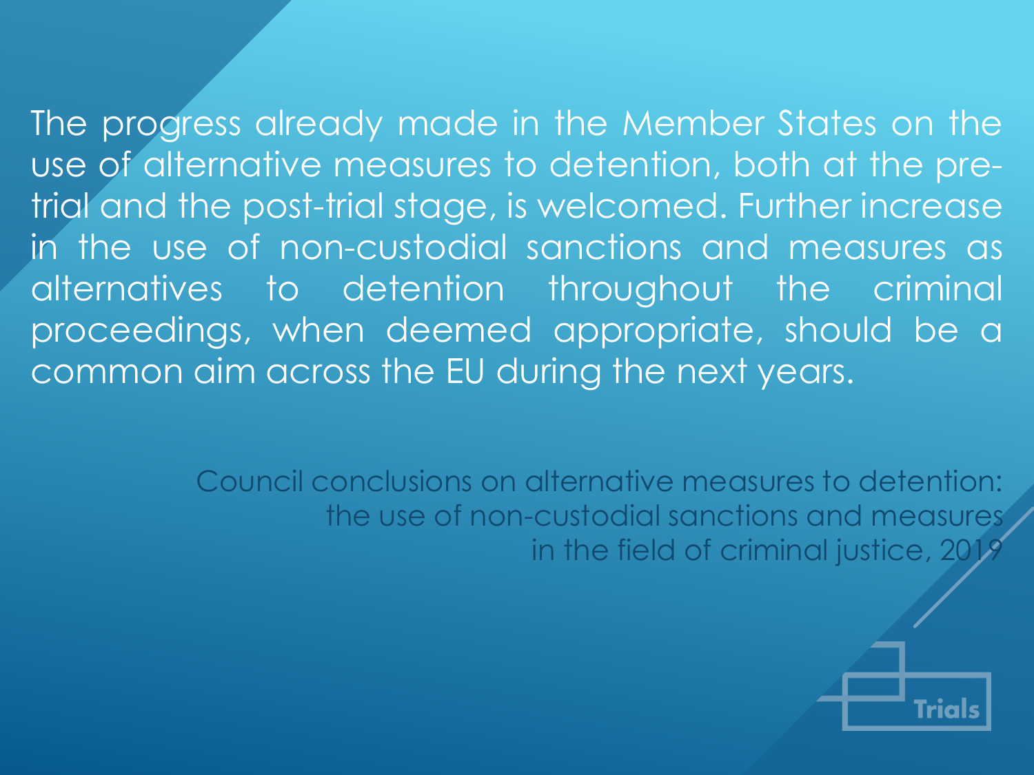The progress already made in the Member States on the use of alternative measures to detention, both at the pre-trial and the post-trial stage, is welcomed. Further increase in the use of non-custodial sanctions and measures as alternatives to detention throughout the criminal proceedings, when deemed appropriate, should be a common aim across the EU during the next years.

Council conclusions on alternative measures to detention: the use of non-custodial sanctions and measures in the field of criminal justice, 2019

Trials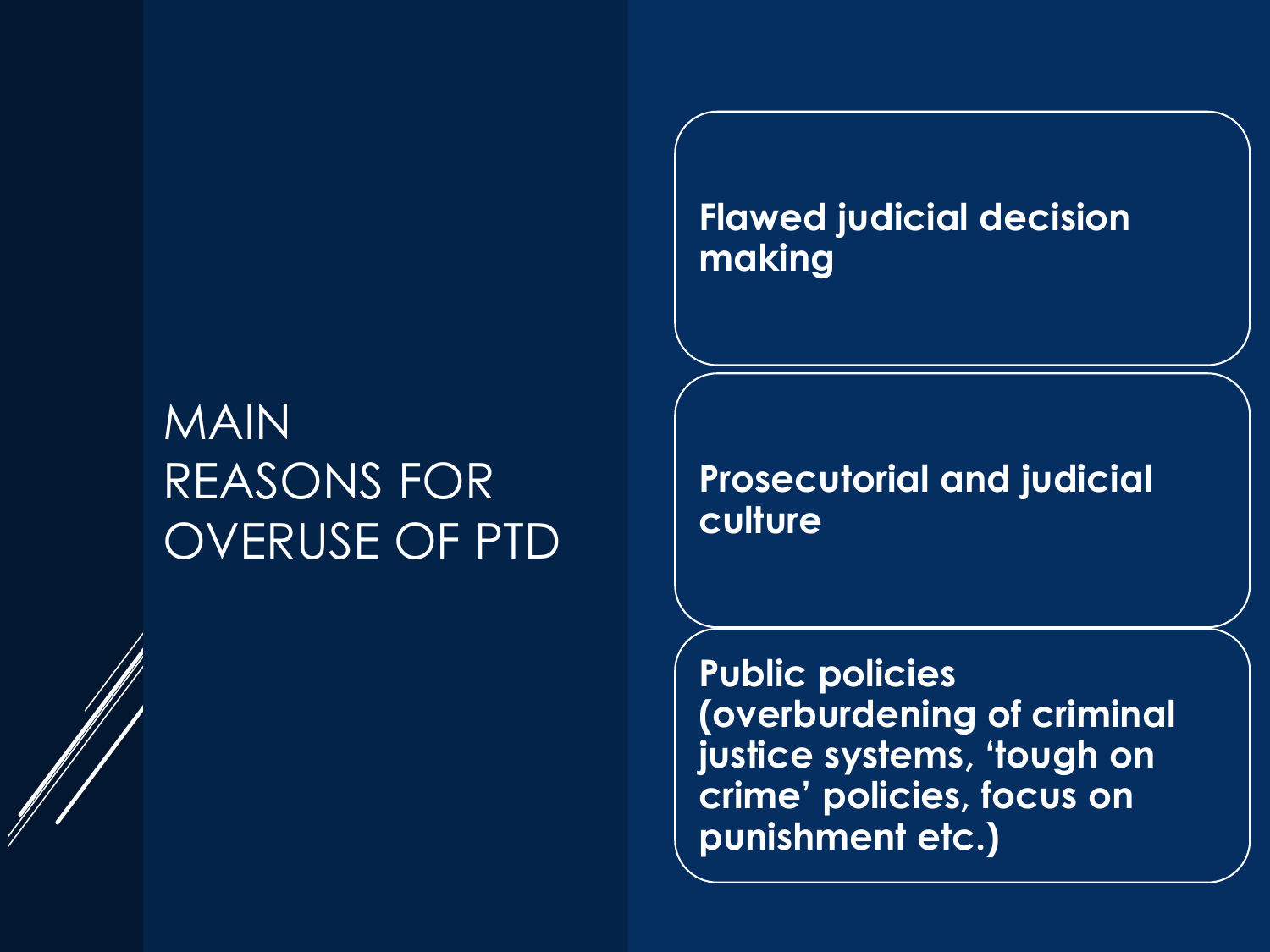# MAIN REASONS FOR OVERUSE OF PTD

- **Flawed judicial decision making**
- **Prosecutorial and judicial culture**
- **Public policies (overburdening of criminal justice systems, 'tough on crime' policies, focus on punishment etc.)**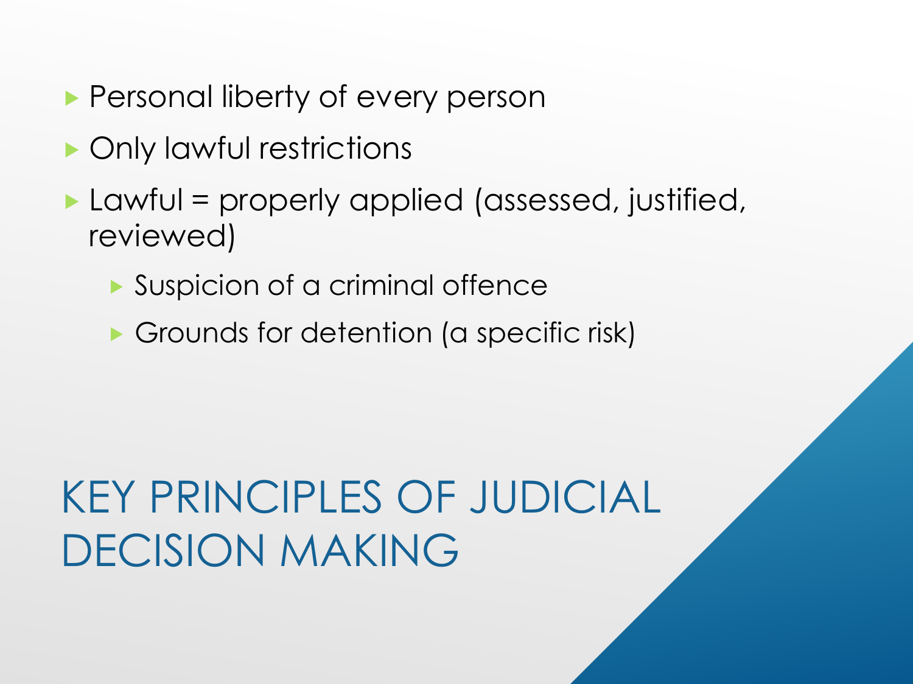- Personal liberty of every person
- Only lawful restrictions
- Lawful = properly applied (assessed, justified, reviewed)
  - Suspicion of a criminal offence
  - Grounds for detention (a specific risk)

# KEY PRINCIPLES OF JUDICIAL DECISION MAKING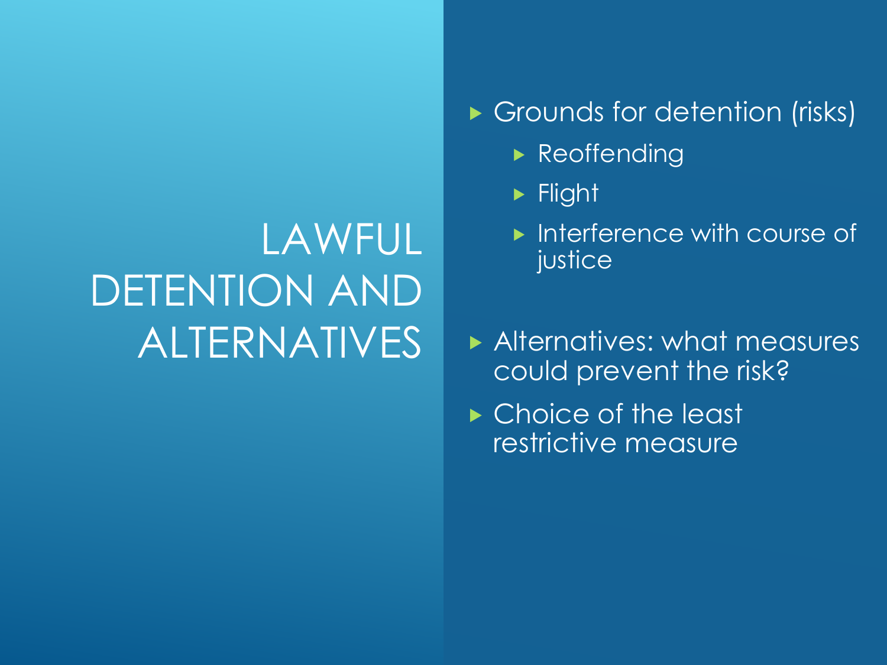# LAWFUL DETENTION AND ALTERNATIVES

- Grounds for detention (risks)
  - Reoffending
  - Flight
  - Interference with course of justice
- Alternatives: what measures could prevent the risk?
- Choice of the least restrictive measure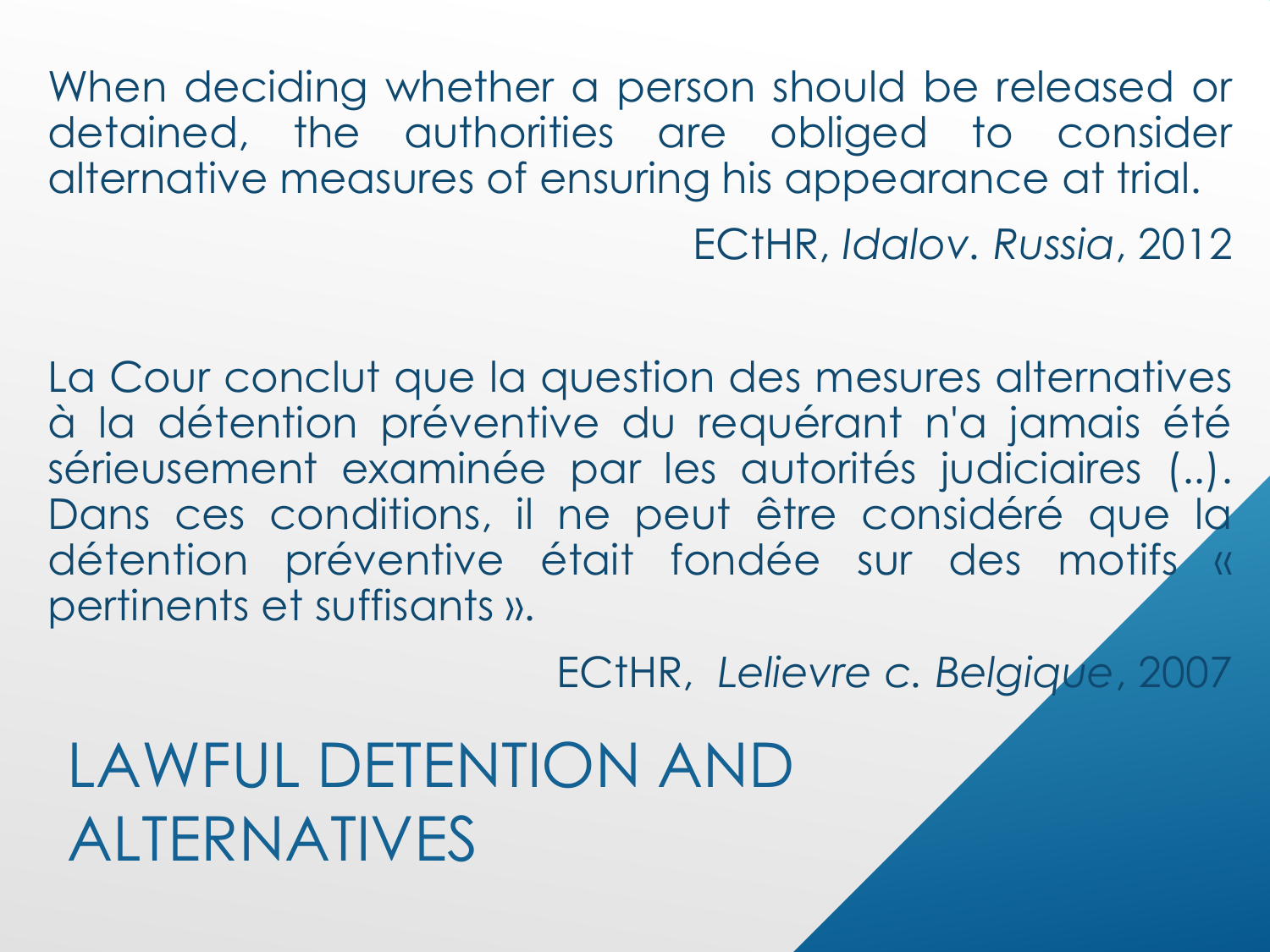When deciding whether a person should be released or detained, the authorities are obliged to consider alternative measures of ensuring his appearance at trial.

ECtHR, *Idalov. Russia*, 2012

La Cour conclut que la question des mesures alternatives à la détention préventive du requérant n'a jamais été sérieusement examinée par les autorités judiciaires (..). Dans ces conditions, il ne peut être considéré que la détention préventive était fondée sur des motifs « pertinents et suffisants ».

ECtHR, *Lelievre c. Belgique*, 2007

# LAWFUL DETENTION AND ALTERNATIVES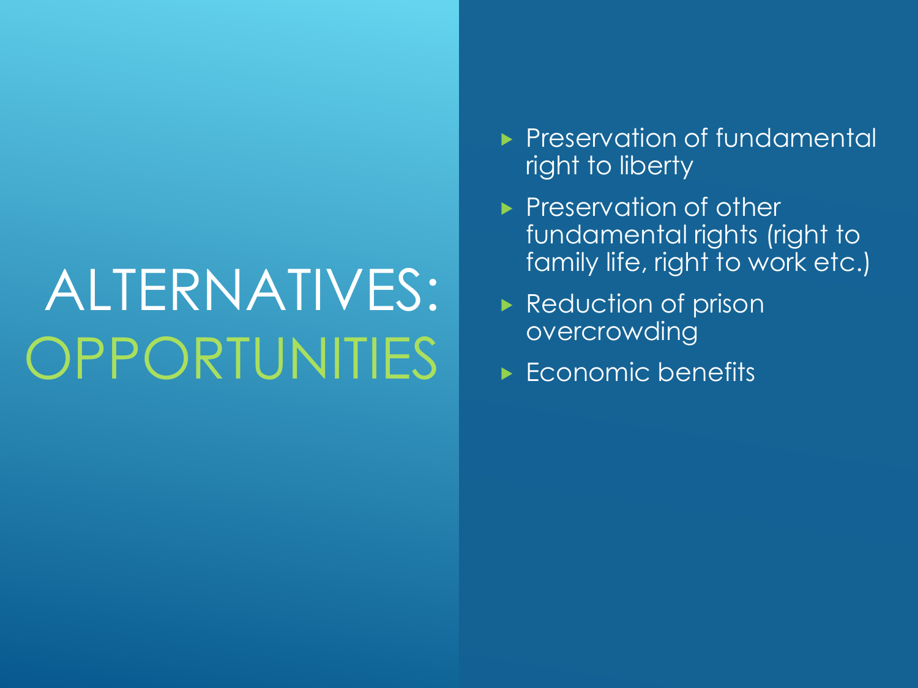# ALTERNATIVES: OPPORTUNITIES

- Preservation of fundamental right to liberty
- Preservation of other fundamental rights (right to family life, right to work etc.)
- Reduction of prison overcrowding
- Economic benefits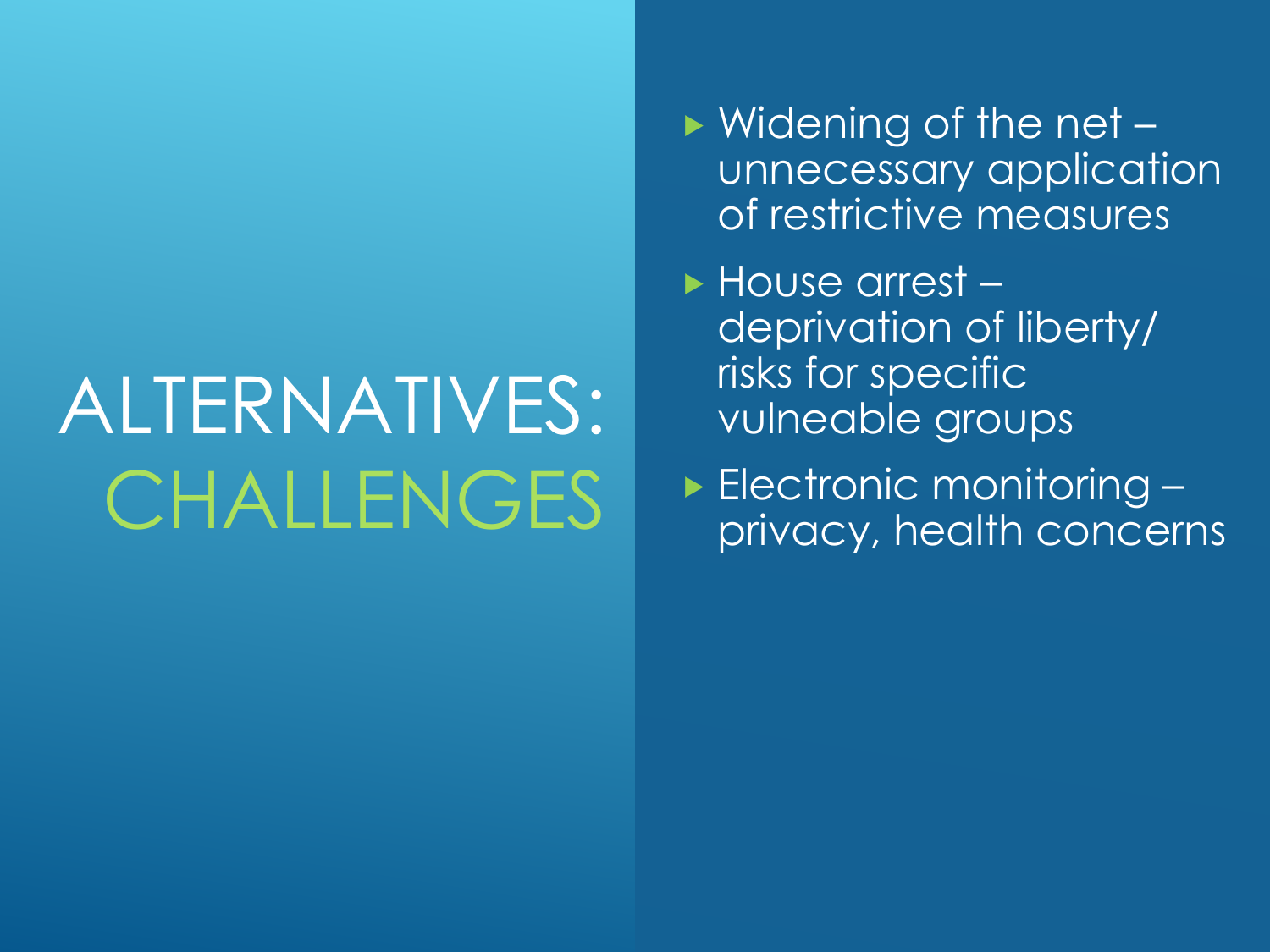# ALTERNATIVES: CHALLENGES

- Widening of the net – unnecessary application of restrictive measures
- House arrest – deprivation of liberty/ risks for specific vulneable groups
- Electronic monitoring – privacy, health concerns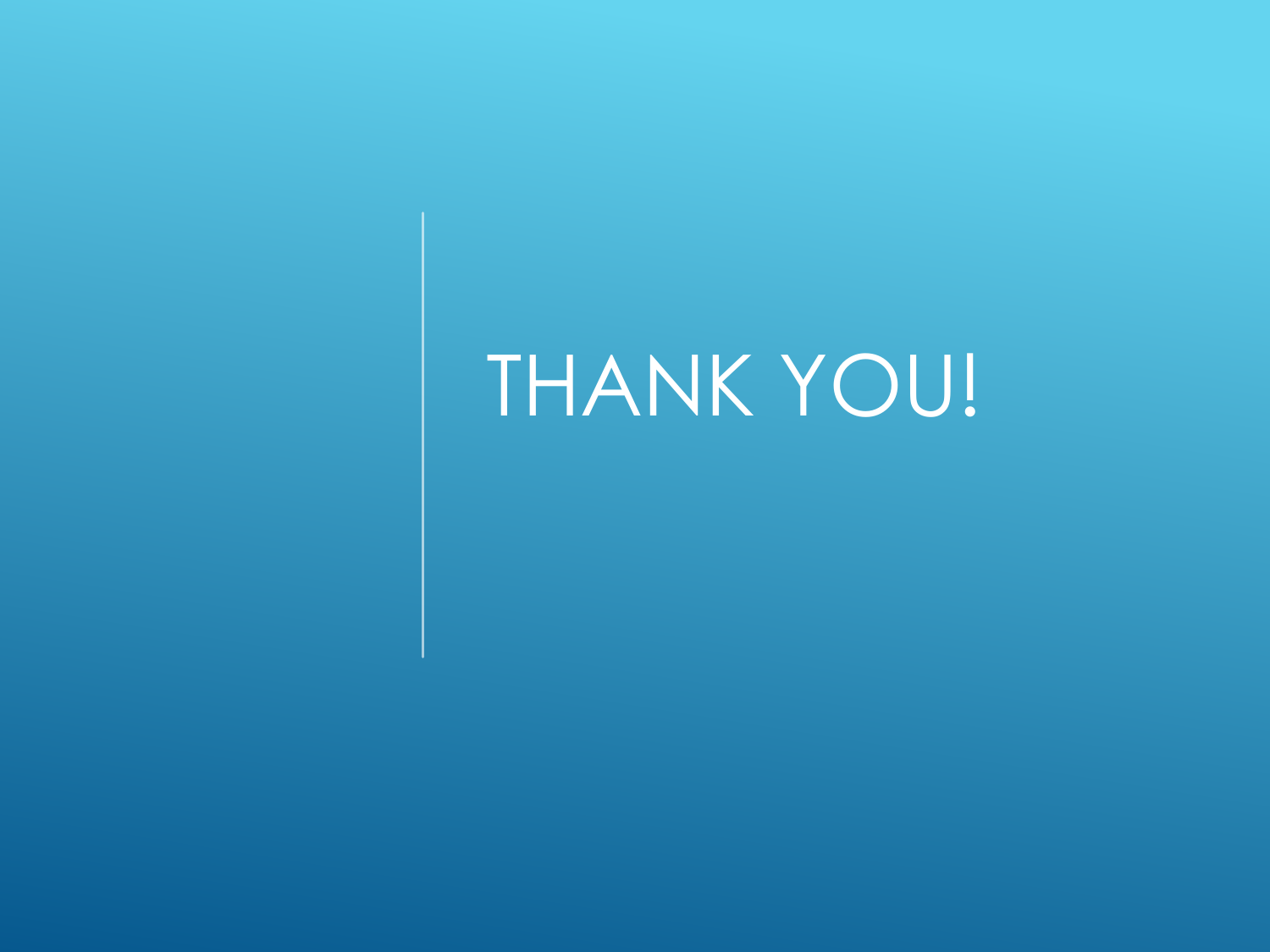# THANK YOU!